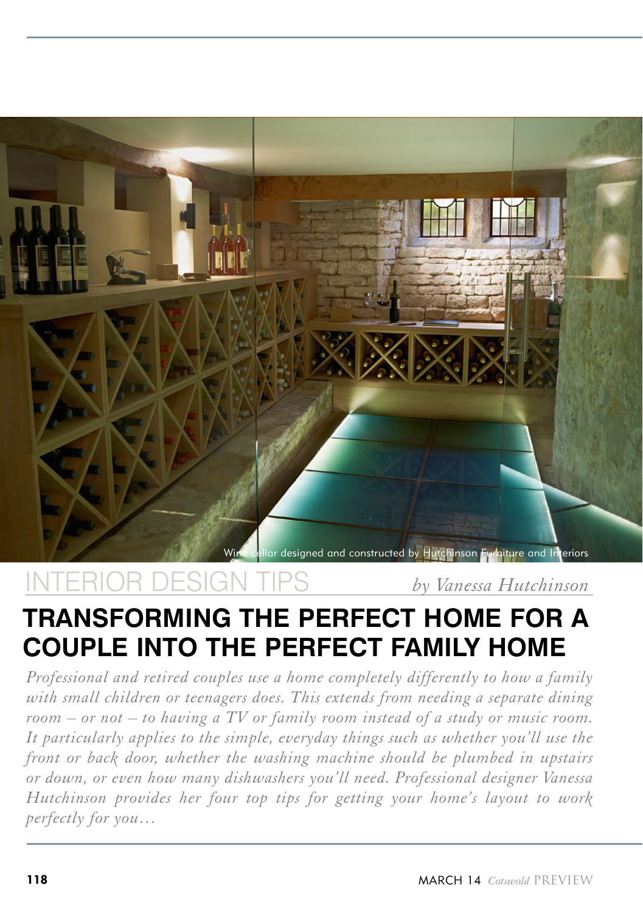Wine cellar designed and constructed by Hutchinson Furniture and Interiors

INTERIOR DESIGN TIPS

*by Vanessa Hutchinson*

# TRANSFORMING THE PERFECT HOME FOR A COUPLE INTO THE PERFECT FAMILY HOME

*Professional and retired couples use a home completely differently to how a family with small children or teenagers does. This extends from needing a separate dining room – or not – to having a TV or family room instead of a study or music room. It particularly applies to the simple, everyday things such as whether you'll use the front or back door, whether the washing machine should be plumbed in upstairs or down, or even how many dishwashers you'll need. Professional designer Vanessa Hutchinson provides her four top tips for getting your home's layout to work perfectly for you…*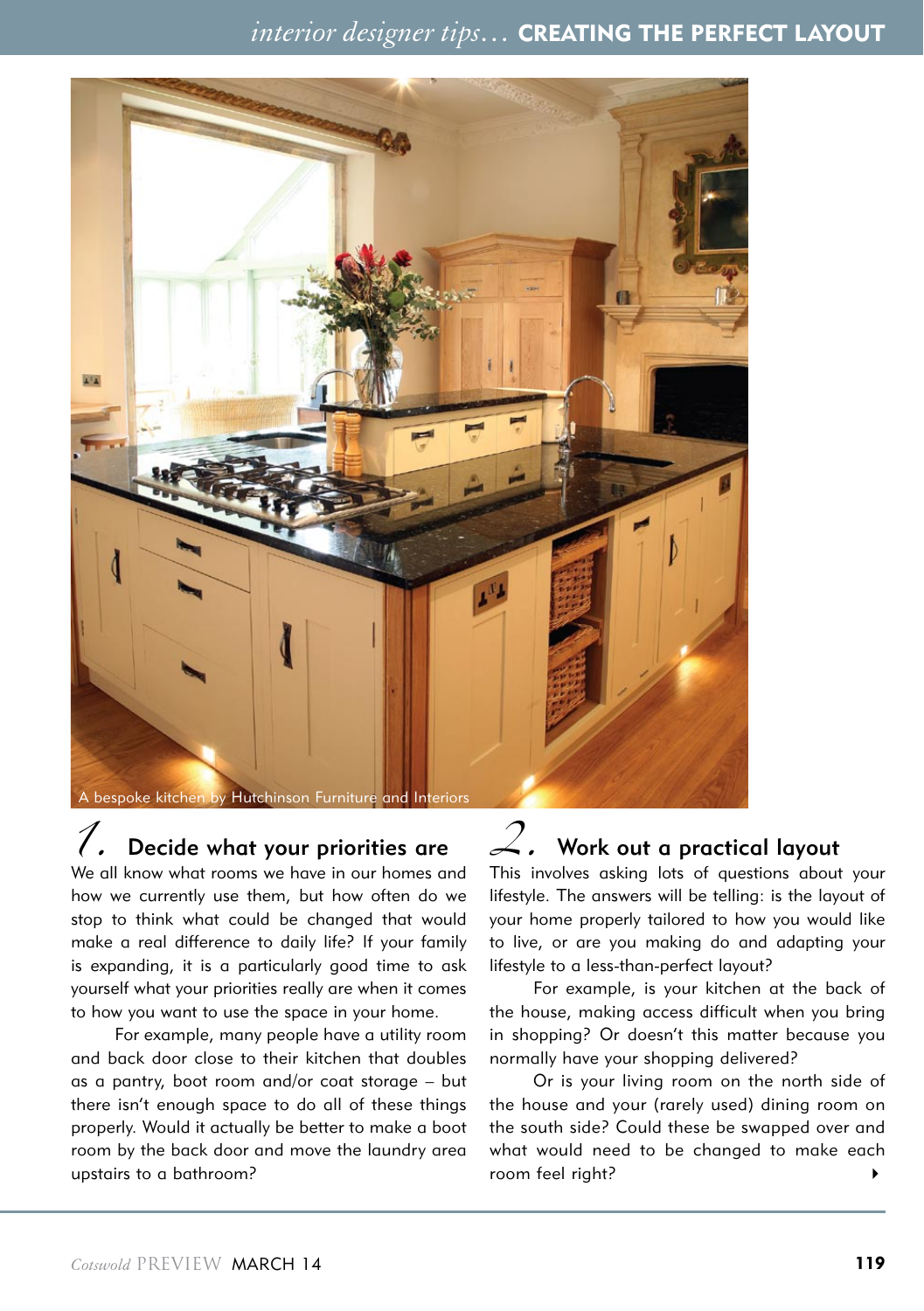A bespoke kitchen by Hutchinson Furniture and Interiors

## 1. Decide what your priorities are

We all know what rooms we have in our homes and how we currently use them, but how often do we stop to think what could be changed that would make a real difference to daily life? If your family is expanding, it is a particularly good time to ask yourself what your priorities really are when it comes to how you want to use the space in your home.

For example, many people have a utility room and back door close to their kitchen that doubles as a pantry, boot room and/or coat storage – but there isn't enough space to do all of these things properly. Would it actually be better to make a boot room by the back door and move the laundry area upstairs to a bathroom?

## 2. Work out a practical layout

This involves asking lots of questions about your lifestyle. The answers will be telling: is the layout of your home properly tailored to how you would like to live, or are you making do and adapting your lifestyle to a less-than-perfect layout?

For example, is your kitchen at the back of the house, making access difficult when you bring in shopping? Or doesn't this matter because you normally have your shopping delivered?

Or is your living room on the north side of the house and your (rarely used) dining room on the south side? Could these be swapped over and what would need to be changed to make each room feel right?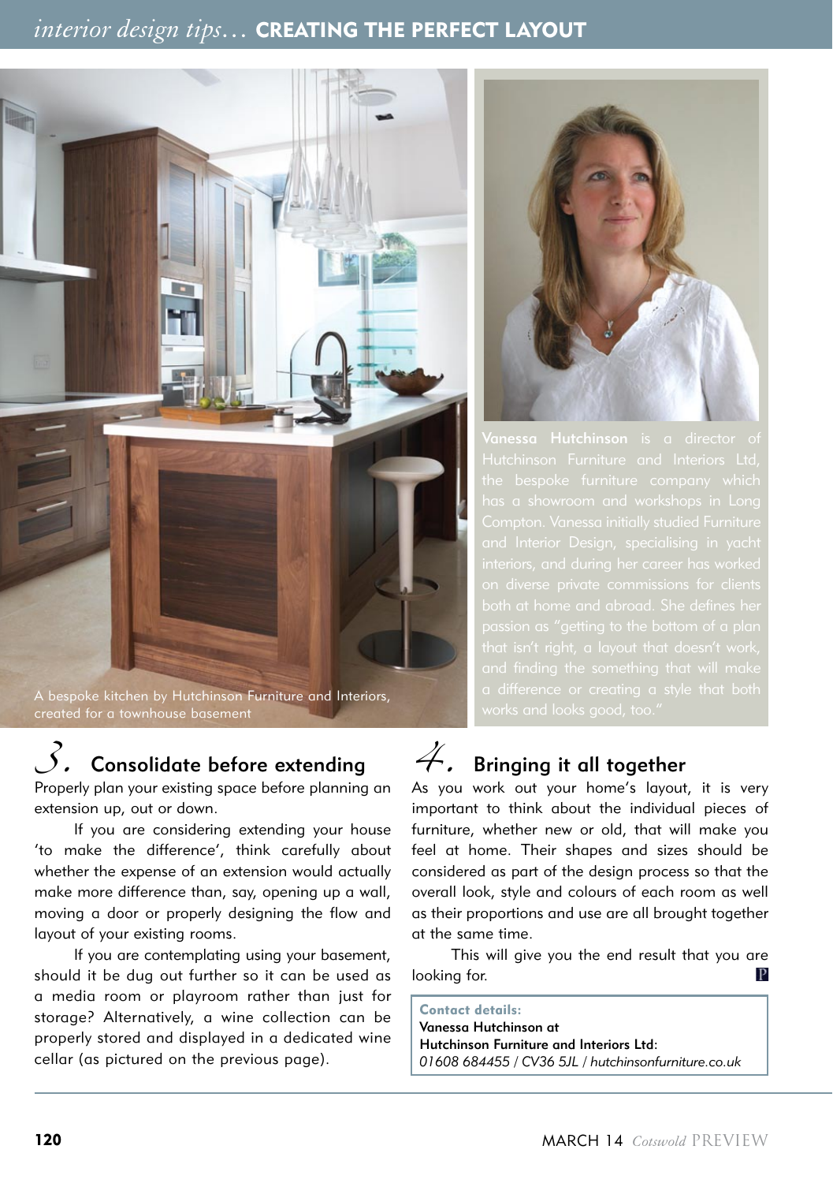A bespoke kitchen by Hutchinson Furniture and Interiors, created for a townhouse basement

**Vanessa Hutchinson** is a director of Hutchinson Furniture and Interiors Ltd, the bespoke furniture company which has a showroom and workshops in Long Compton. Vanessa initially studied Furniture and Interior Design, specialising in yacht interiors, and during her career has worked on diverse private commissions for clients both at home and abroad. She defines her passion as "getting to the bottom of a plan that isn't right, a layout that doesn't work, and finding the something that will make a difference or creating a style that both works and looks good, too."

## 3. Consolidate before extending

Properly plan your existing space before planning an extension up, out or down.

If you are considering extending your house 'to make the difference', think carefully about whether the expense of an extension would actually make more difference than, say, opening up a wall, moving a door or properly designing the flow and layout of your existing rooms.

If you are contemplating using your basement, should it be dug out further so it can be used as a media room or playroom rather than just for storage? Alternatively, a wine collection can be properly stored and displayed in a dedicated wine cellar (as pictured on the previous page).

## 4. Bringing it all together

As you work out your home's layout, it is very important to think about the individual pieces of furniture, whether new or old, that will make you feel at home. Their shapes and sizes should be considered as part of the design process so that the overall look, style and colours of each room as well as their proportions and use are all brought together at the same time.

This will give you the end result that you are looking for.

**Contact details:**
Vanessa Hutchinson at
Hutchinson Furniture and Interiors Ltd:
*01608 684455 / CV36 5JL / hutchinsonfurniture.co.uk*